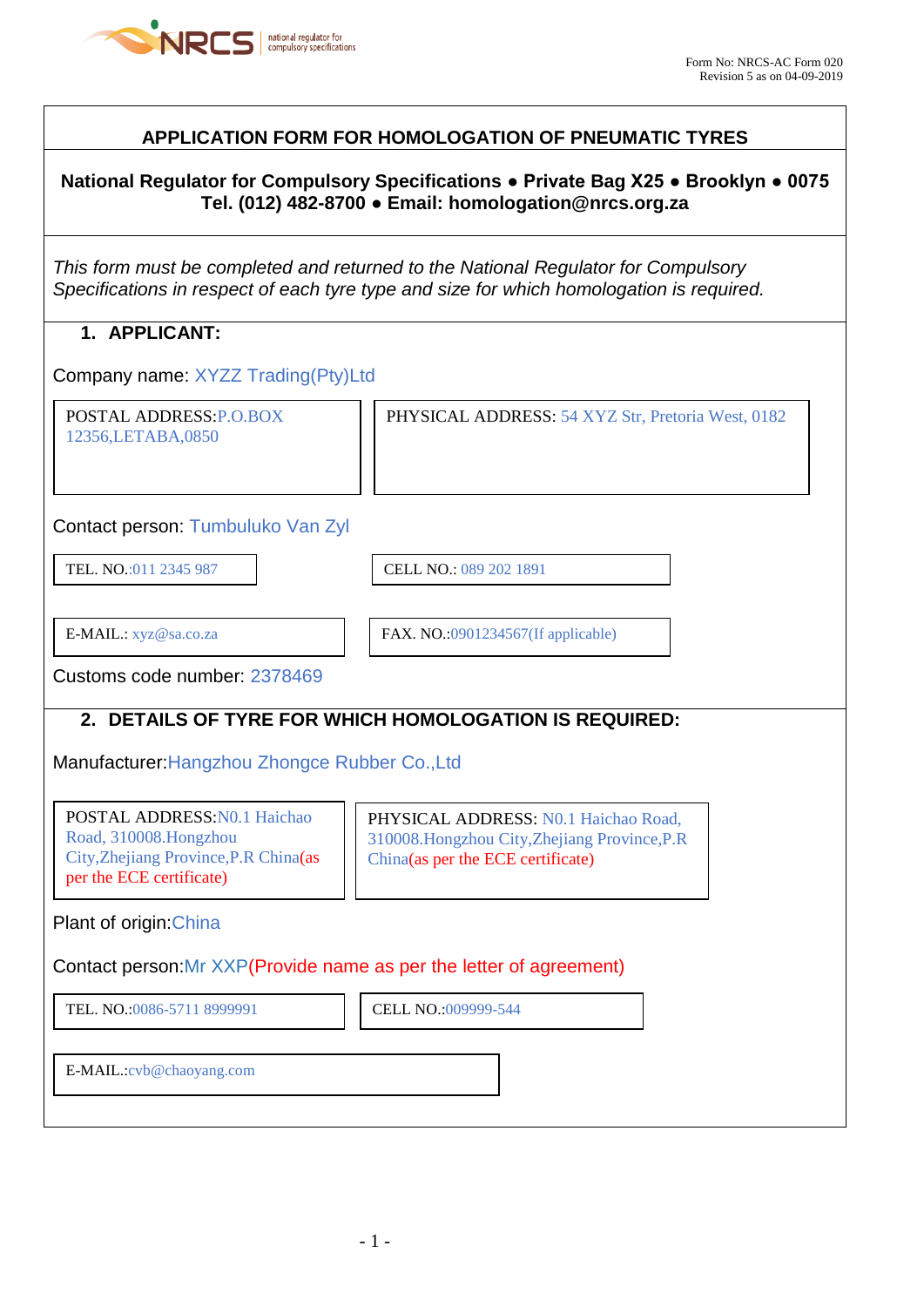Form No: NRCS-AC Form 020
Revision 5 as on 04-09-2019

# APPLICATION FORM FOR HOMOLOGATION OF PNEUMATIC TYRES

**National Regulator for Compulsory Specifications • Private Bag X25 • Brooklyn • 0075**
**Tel. (012) 482-8700 • Email: homologation@nrcs.org.za**

*This form must be completed and returned to the National Regulator for Compulsory Specifications in respect of each tyre type and size for which homologation is required.*

## 1. APPLICANT:

Company name: XYZZ Trading(Pty)Ltd

| POSTAL ADDRESS: P.O.BOX 12356,LETABA,0850 | PHYSICAL ADDRESS: 54 XYZ Str, Pretoria West, 0182 |
|---|---|

Contact person: Tumbuluko Van Zyl

| TEL. NO.:011 2345 987 | CELL NO.: 089 202 1891 |
|---|---|
| E-MAIL.: xyz@sa.co.za | FAX. NO.:0901234567(If applicable) |

Customs code number: 2378469

## 2. DETAILS OF TYRE FOR WHICH HOMOLOGATION IS REQUIRED:

Manufacturer:Hangzhou Zhongce Rubber Co.,Ltd

| POSTAL ADDRESS:N0.1 Haichao Road, 310008.Hongzhou City,Zhejiang Province,P.R China(as per the ECE certificate) | PHYSICAL ADDRESS: N0.1 Haichao Road, 310008.Hongzhou City,Zhejiang Province,P.R China(as per the ECE certificate) |
|---|---|

Plant of origin:China

Contact person:Mr XXP(Provide name as per the letter of agreement)

| TEL. NO.:0086-5711 8999991 | CELL NO.:009999-544 |
|---|---|

| E-MAIL.:cvb@chaoyang.com |
|---|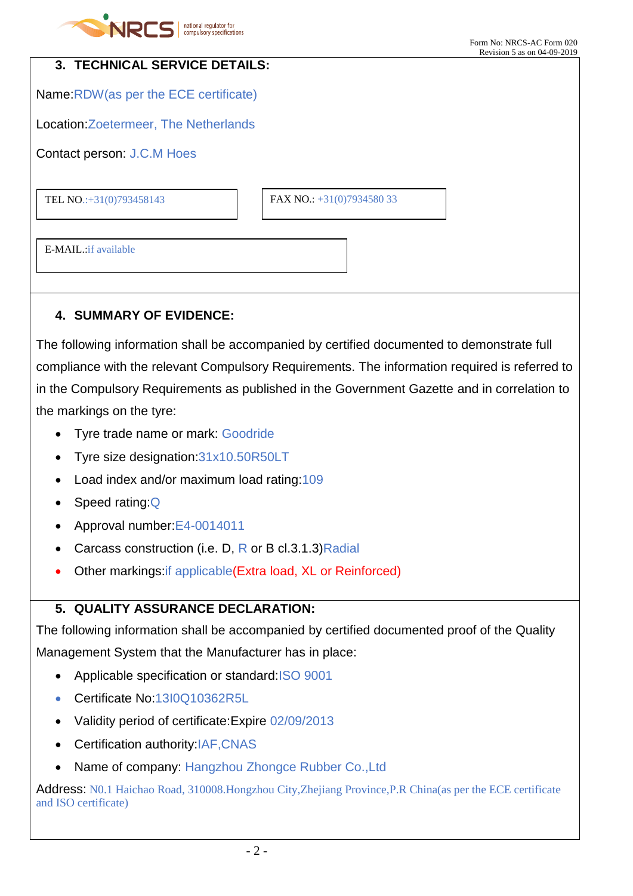### 3. TECHNICAL SERVICE DETAILS:

Name:RDW(as per the ECE certificate)

Location:Zoetermeer, The Netherlands

Contact person: J.C.M Hoes

| TEL NO.:+31(0)793458143 | FAX NO.: +31(0)7934580 33 |
|---|---|

| E-MAIL.:if available |
|---|

### 4. SUMMARY OF EVIDENCE:

The following information shall be accompanied by certified documented to demonstrate full compliance with the relevant Compulsory Requirements. The information required is referred to in the Compulsory Requirements as published in the Government Gazette and in correlation to the markings on the tyre:

- Tyre trade name or mark: Goodride
- Tyre size designation:31x10.50R50LT
- Load index and/or maximum load rating:109
- Speed rating:Q
- Approval number:E4-0014011
- Carcass construction (i.e. D, R or B cl.3.1.3)Radial
- Other markings:if applicable(Extra load, XL or Reinforced)

### 5. QUALITY ASSURANCE DECLARATION:

The following information shall be accompanied by certified documented proof of the Quality Management System that the Manufacturer has in place:

- Applicable specification or standard:ISO 9001
- Certificate No:13I0Q10362R5L
- Validity period of certificate:Expire 02/09/2013
- Certification authority:IAF,CNAS
- Name of company: Hangzhou Zhongce Rubber Co.,Ltd

Address: N0.1 Haichao Road, 310008.Hongzhou City,Zhejiang Province,P.R China(as per the ECE certificate and ISO certificate)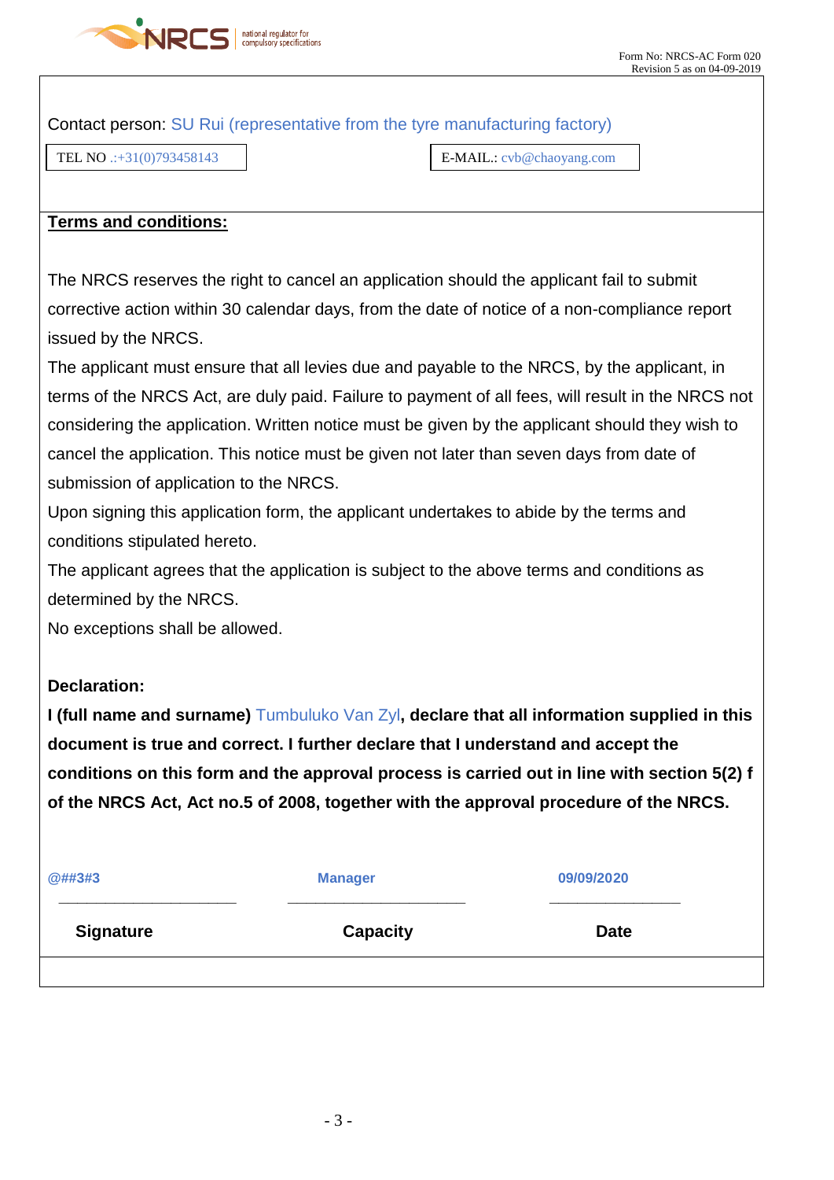Contact person: SU Rui (representative from the tyre manufacturing factory)

| | |
|---|---|
| TEL NO .:+31(0)793458143 | E-MAIL.: cvb@chaoyang.com |

**Terms and conditions:**

The NRCS reserves the right to cancel an application should the applicant fail to submit corrective action within 30 calendar days, from the date of notice of a non-compliance report issued by the NRCS.

The applicant must ensure that all levies due and payable to the NRCS, by the applicant, in terms of the NRCS Act, are duly paid. Failure to payment of all fees, will result in the NRCS not considering the application. Written notice must be given by the applicant should they wish to cancel the application. This notice must be given not later than seven days from date of submission of application to the NRCS.

Upon signing this application form, the applicant undertakes to abide by the terms and conditions stipulated hereto.

The applicant agrees that the application is subject to the above terms and conditions as determined by the NRCS.

No exceptions shall be allowed.

**Declaration:**

**I (full name and surname)** Tumbuluko Van Zyl**, declare that all information supplied in this document is true and correct. I further declare that I understand and accept the conditions on this form and the approval process is carried out in line with section 5(2) f of the NRCS Act, Act no.5 of 2008, together with the approval procedure of the NRCS.**

| @##3#3 | Manager | 09/09/2020 |
|---|---|---|
| **Signature** | **Capacity** | **Date** |